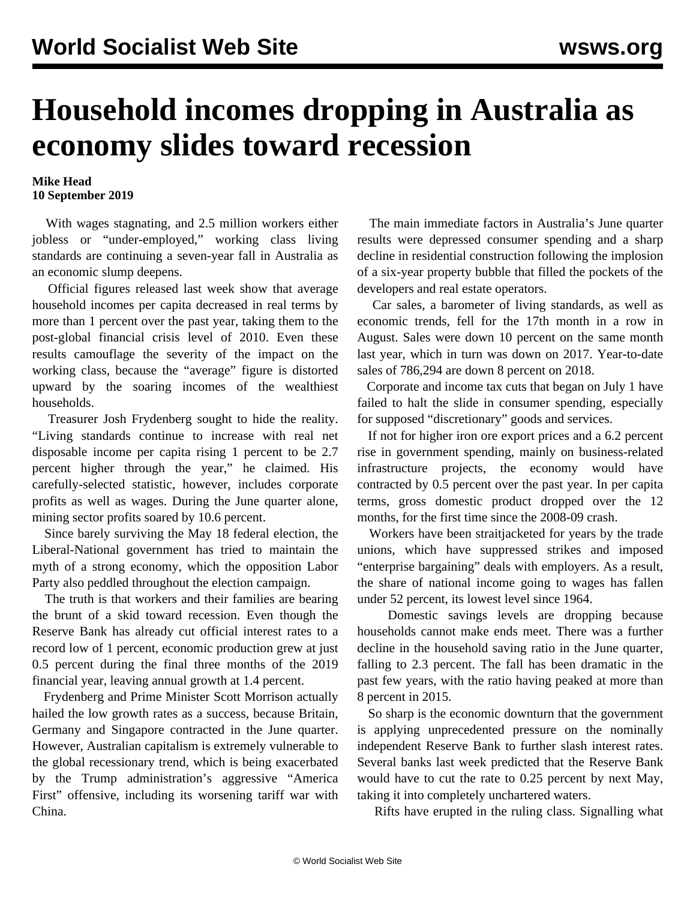# Household incomes dropping in Australia as economy slides toward recession

**Mike Head**
**10 September 2019**

With wages stagnating, and 2.5 million workers either jobless or "under-employed," working class living standards are continuing a seven-year fall in Australia as an economic slump deepens.

Official figures released last week show that average household incomes per capita decreased in real terms by more than 1 percent over the past year, taking them to the post-global financial crisis level of 2010. Even these results camouflage the severity of the impact on the working class, because the "average" figure is distorted upward by the soaring incomes of the wealthiest households.

Treasurer Josh Frydenberg sought to hide the reality. "Living standards continue to increase with real net disposable income per capita rising 1 percent to be 2.7 percent higher through the year," he claimed. His carefully-selected statistic, however, includes corporate profits as well as wages. During the June quarter alone, mining sector profits soared by 10.6 percent.

Since barely surviving the May 18 federal election, the Liberal-National government has tried to maintain the myth of a strong economy, which the opposition Labor Party also peddled throughout the election campaign.

The truth is that workers and their families are bearing the brunt of a skid toward recession. Even though the Reserve Bank has already cut official interest rates to a record low of 1 percent, economic production grew at just 0.5 percent during the final three months of the 2019 financial year, leaving annual growth at 1.4 percent.

Frydenberg and Prime Minister Scott Morrison actually hailed the low growth rates as a success, because Britain, Germany and Singapore contracted in the June quarter. However, Australian capitalism is extremely vulnerable to the global recessionary trend, which is being exacerbated by the Trump administration's aggressive "America First" offensive, including its worsening tariff war with China.

The main immediate factors in Australia's June quarter results were depressed consumer spending and a sharp decline in residential construction following the implosion of a six-year property bubble that filled the pockets of the developers and real estate operators.

Car sales, a barometer of living standards, as well as economic trends, fell for the 17th month in a row in August. Sales were down 10 percent on the same month last year, which in turn was down on 2017. Year-to-date sales of 786,294 are down 8 percent on 2018.

Corporate and income tax cuts that began on July 1 have failed to halt the slide in consumer spending, especially for supposed "discretionary" goods and services.

If not for higher iron ore export prices and a 6.2 percent rise in government spending, mainly on business-related infrastructure projects, the economy would have contracted by 0.5 percent over the past year. In per capita terms, gross domestic product dropped over the 12 months, for the first time since the 2008-09 crash.

Workers have been straitjacketed for years by the trade unions, which have suppressed strikes and imposed "enterprise bargaining" deals with employers. As a result, the share of national income going to wages has fallen under 52 percent, its lowest level since 1964.

Domestic savings levels are dropping because households cannot make ends meet. There was a further decline in the household saving ratio in the June quarter, falling to 2.3 percent. The fall has been dramatic in the past few years, with the ratio having peaked at more than 8 percent in 2015.

So sharp is the economic downturn that the government is applying unprecedented pressure on the nominally independent Reserve Bank to further slash interest rates. Several banks last week predicted that the Reserve Bank would have to cut the rate to 0.25 percent by next May, taking it into completely unchartered waters.

Rifts have erupted in the ruling class. Signalling what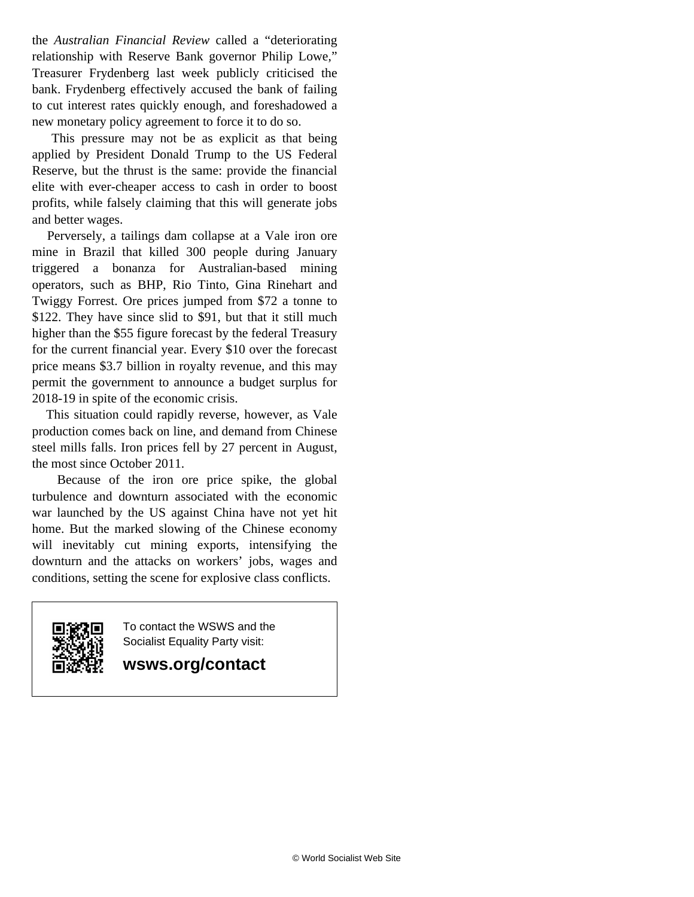the *Australian Financial Review* called a "deteriorating relationship with Reserve Bank governor Philip Lowe," Treasurer Frydenberg last week publicly criticised the bank. Frydenberg effectively accused the bank of failing to cut interest rates quickly enough, and foreshadowed a new monetary policy agreement to force it to do so.

This pressure may not be as explicit as that being applied by President Donald Trump to the US Federal Reserve, but the thrust is the same: provide the financial elite with ever-cheaper access to cash in order to boost profits, while falsely claiming that this will generate jobs and better wages.

Perversely, a tailings dam collapse at a Vale iron ore mine in Brazil that killed 300 people during January triggered a bonanza for Australian-based mining operators, such as BHP, Rio Tinto, Gina Rinehart and Twiggy Forrest. Ore prices jumped from $72 a tonne to $122. They have since slid to $91, but that it still much higher than the $55 figure forecast by the federal Treasury for the current financial year. Every $10 over the forecast price means $3.7 billion in royalty revenue, and this may permit the government to announce a budget surplus for 2018-19 in spite of the economic crisis.

This situation could rapidly reverse, however, as Vale production comes back on line, and demand from Chinese steel mills falls. Iron prices fell by 27 percent in August, the most since October 2011.

Because of the iron ore price spike, the global turbulence and downturn associated with the economic war launched by the US against China have not yet hit home. But the marked slowing of the Chinese economy will inevitably cut mining exports, intensifying the downturn and the attacks on workers' jobs, wages and conditions, setting the scene for explosive class conflicts.

To contact the WSWS and the Socialist Equality Party visit:

**wsws.org/contact**